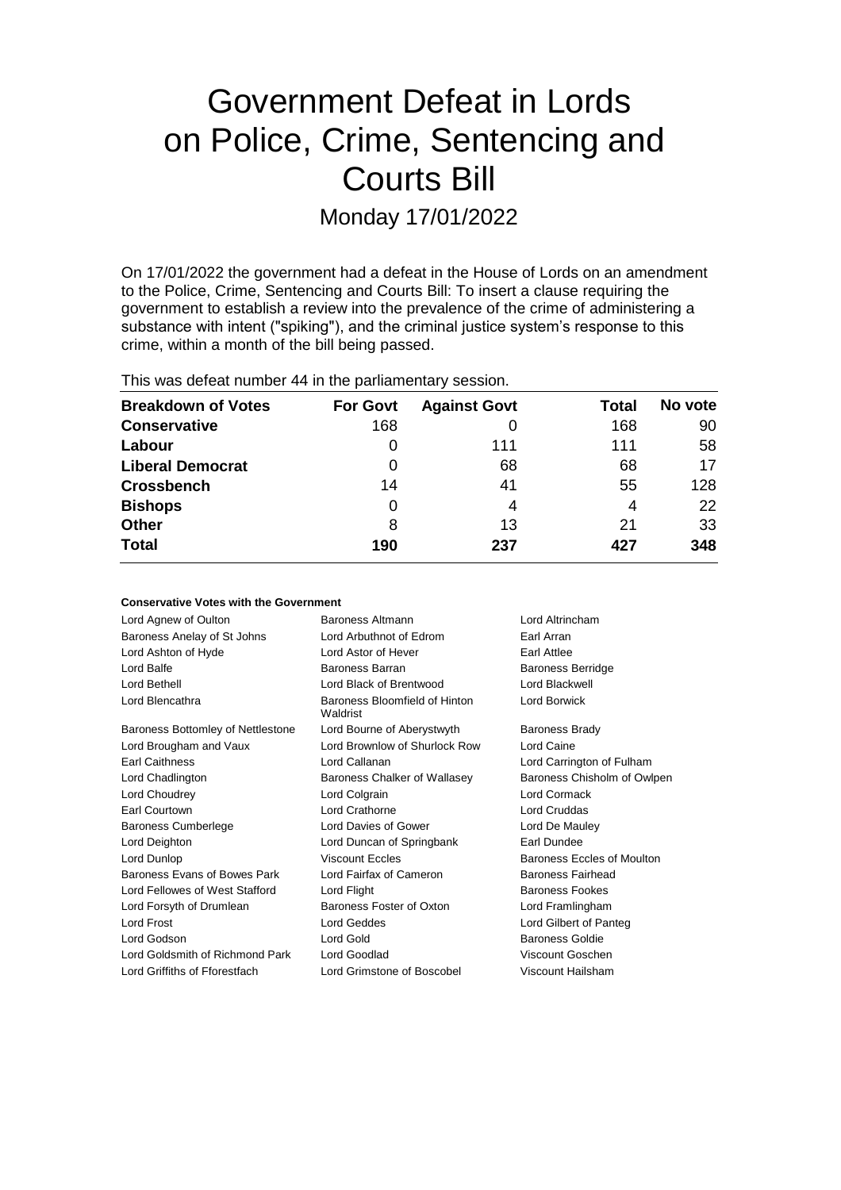# Government Defeat in Lords on Police, Crime, Sentencing and Courts Bill

Monday 17/01/2022

On 17/01/2022 the government had a defeat in the House of Lords on an amendment to the Police, Crime, Sentencing and Courts Bill: To insert a clause requiring the government to establish a review into the prevalence of the crime of administering a substance with intent ("spiking"), and the criminal justice system's response to this crime, within a month of the bill being passed.

This was defeat number 44 in the parliamentary session.

| Breakdown of Votes | For Govt | Against Govt | Total | No vote |
|---|---|---|---|---|
| **Conservative** | 168 | 0 | 168 | 90 |
| **Labour** | 0 | 111 | 111 | 58 |
| **Liberal Democrat** | 0 | 68 | 68 | 17 |
| **Crossbench** | 14 | 41 | 55 | 128 |
| **Bishops** | 0 | 4 | 4 | 22 |
| **Other** | 8 | 13 | 21 | 33 |
| **Total** | **190** | **237** | **427** | **348** |

#### Conservative Votes with the Government

| | | |
|---|---|---|
| Lord Agnew of Oulton | Baroness Altmann | Lord Altrincham |
| Baroness Anelay of St Johns | Lord Arbuthnot of Edrom | Earl Arran |
| Lord Ashton of Hyde | Lord Astor of Hever | Earl Attlee |
| Lord Balfe | Baroness Barran | Baroness Berridge |
| Lord Bethell | Lord Black of Brentwood | Lord Blackwell |
| Lord Blencathra | Baroness Bloomfield of Hinton Waldrist | Lord Borwick |
| Baroness Bottomley of Nettlestone | Lord Bourne of Aberystwyth | Baroness Brady |
| Lord Brougham and Vaux | Lord Brownlow of Shurlock Row | Lord Caine |
| Earl Caithness | Lord Callanan | Lord Carrington of Fulham |
| Lord Chadlington | Baroness Chalker of Wallasey | Baroness Chisholm of Owlpen |
| Lord Choudrey | Lord Colgrain | Lord Cormack |
| Earl Courtown | Lord Crathorne | Lord Cruddas |
| Baroness Cumberlege | Lord Davies of Gower | Lord De Mauley |
| Lord Deighton | Lord Duncan of Springbank | Earl Dundee |
| Lord Dunlop | Viscount Eccles | Baroness Eccles of Moulton |
| Baroness Evans of Bowes Park | Lord Fairfax of Cameron | Baroness Fairhead |
| Lord Fellowes of West Stafford | Lord Flight | Baroness Fookes |
| Lord Forsyth of Drumlean | Baroness Foster of Oxton | Lord Framlingham |
| Lord Frost | Lord Geddes | Lord Gilbert of Panteg |
| Lord Godson | Lord Gold | Baroness Goldie |
| Lord Goldsmith of Richmond Park | Lord Goodlad | Viscount Goschen |
| Lord Griffiths of Fforestfach | Lord Grimstone of Boscobel | Viscount Hailsham |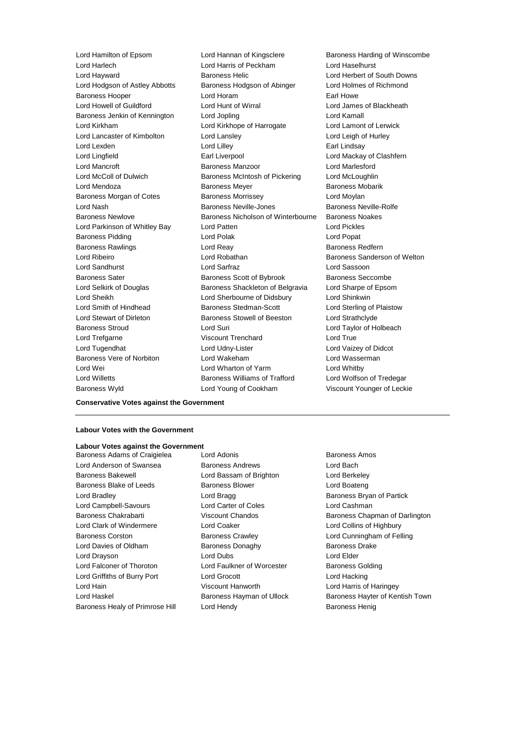Lord Hamilton of Epsom
Lord Hannan of Kingsclere
Baroness Harding of Winscombe
Lord Harlech
Lord Harris of Peckham
Lord Haselhurst
Lord Hayward
Baroness Helic
Lord Herbert of South Downs
Lord Hodgson of Astley Abbotts
Baroness Hodgson of Abinger
Lord Holmes of Richmond
Baroness Hooper
Lord Horam
Earl Howe
Lord Howell of Guildford
Lord Hunt of Wirral
Lord James of Blackheath
Baroness Jenkin of Kennington
Lord Jopling
Lord Kamall
Lord Kirkham
Lord Kirkhope of Harrogate
Lord Lamont of Lerwick
Lord Lancaster of Kimbolton
Lord Lansley
Lord Leigh of Hurley
Lord Lexden
Lord Lilley
Earl Lindsay
Lord Lingfield
Earl Liverpool
Lord Mackay of Clashfern
Lord Mancroft
Baroness Manzoor
Lord Marlesford
Lord McColl of Dulwich
Baroness McIntosh of Pickering
Lord McLoughlin
Lord Mendoza
Baroness Meyer
Baroness Mobarik
Baroness Morgan of Cotes
Baroness Morrissey
Lord Moylan
Lord Nash
Baroness Neville-Jones
Baroness Neville-Rolfe
Baroness Newlove
Baroness Nicholson of Winterbourne
Baroness Noakes
Lord Parkinson of Whitley Bay
Lord Patten
Lord Pickles
Baroness Pidding
Lord Polak
Lord Popat
Baroness Rawlings
Lord Reay
Baroness Redfern
Lord Ribeiro
Lord Robathan
Baroness Sanderson of Welton
Lord Sandhurst
Lord Sarfraz
Lord Sassoon
Baroness Sater
Baroness Scott of Bybrook
Baroness Seccombe
Lord Selkirk of Douglas
Baroness Shackleton of Belgravia
Lord Sharpe of Epsom
Lord Sheikh
Lord Sherbourne of Didsbury
Lord Shinkwin
Lord Smith of Hindhead
Baroness Stedman-Scott
Lord Sterling of Plaistow
Lord Stewart of Dirleton
Baroness Stowell of Beeston
Lord Strathclyde
Baroness Stroud
Lord Suri
Lord Taylor of Holbeach
Lord Trefgarne
Viscount Trenchard
Lord True
Lord Tugendhat
Lord Udny-Lister
Lord Vaizey of Didcot
Baroness Vere of Norbiton
Lord Wakeham
Lord Wasserman
Lord Wei
Lord Wharton of Yarm
Lord Whitby
Lord Willetts
Baroness Williams of Trafford
Lord Wolfson of Tredegar
Baroness Wyld
Lord Young of Cookham
Viscount Younger of Leckie

**Conservative Votes against the Government**

---

**Labour Votes with the Government**

**Labour Votes against the Government**

Baroness Adams of Craigielea
Lord Adonis
Baroness Amos
Lord Anderson of Swansea
Baroness Andrews
Lord Bach
Baroness Bakewell
Lord Bassam of Brighton
Lord Berkeley
Baroness Blake of Leeds
Baroness Blower
Lord Boateng
Lord Bradley
Lord Bragg
Baroness Bryan of Partick
Lord Campbell-Savours
Lord Carter of Coles
Lord Cashman
Baroness Chakrabarti
Viscount Chandos
Baroness Chapman of Darlington
Lord Clark of Windermere
Lord Coaker
Lord Collins of Highbury
Baroness Corston
Baroness Crawley
Lord Cunningham of Felling
Lord Davies of Oldham
Baroness Donaghy
Baroness Drake
Lord Drayson
Lord Dubs
Lord Elder
Lord Falconer of Thoroton
Lord Faulkner of Worcester
Baroness Golding
Lord Griffiths of Burry Port
Lord Grocott
Lord Hacking
Lord Hain
Viscount Hanworth
Lord Harris of Haringey
Lord Haskel
Baroness Hayman of Ullock
Baroness Hayter of Kentish Town
Baroness Healy of Primrose Hill
Lord Hendy
Baroness Henig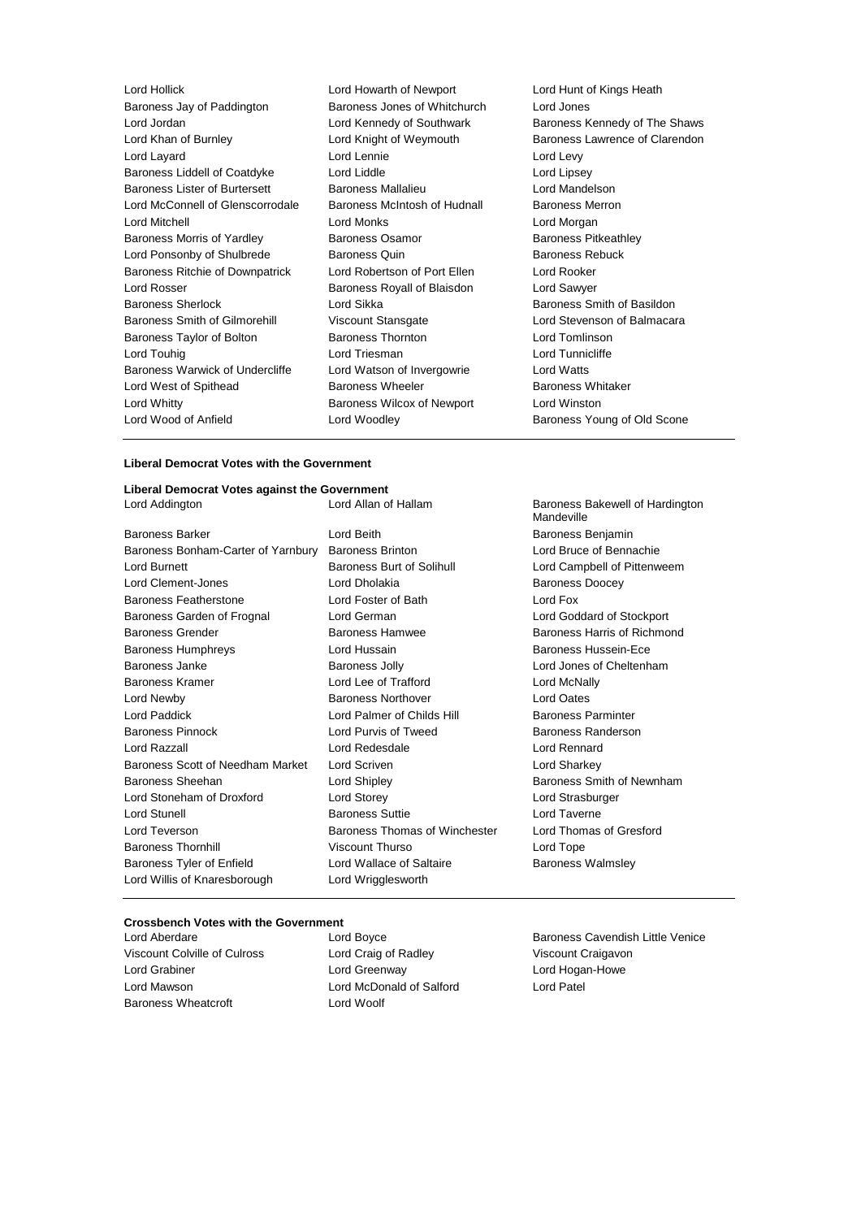Lord Hollick, Lord Howarth of Newport, Lord Hunt of Kings Heath, Baroness Jay of Paddington, Baroness Jones of Whitchurch, Lord Jones, Lord Jordan, Lord Kennedy of Southwark, Baroness Kennedy of The Shaws, Lord Khan of Burnley, Lord Knight of Weymouth, Baroness Lawrence of Clarendon, Lord Layard, Lord Lennie, Lord Levy, Baroness Liddell of Coatdyke, Lord Liddle, Lord Lipsey, Baroness Lister of Burtersett, Baroness Mallalieu, Lord Mandelson, Lord McConnell of Glenscorrodale, Baroness McIntosh of Hudnall, Baroness Merron, Lord Mitchell, Lord Monks, Lord Morgan, Baroness Morris of Yardley, Baroness Osamor, Baroness Pitkeathley, Lord Ponsonby of Shulbrede, Baroness Quin, Baroness Rebuck, Baroness Ritchie of Downpatrick, Lord Robertson of Port Ellen, Lord Rooker, Lord Rosser, Baroness Royall of Blaisdon, Lord Sawyer, Baroness Sherlock, Lord Sikka, Baroness Smith of Basildon, Baroness Smith of Gilmorehill, Viscount Stansgate, Lord Stevenson of Balmacara, Baroness Taylor of Bolton, Baroness Thornton, Lord Tomlinson, Lord Touhig, Lord Triesman, Lord Tunnicliffe, Baroness Warwick of Undercliffe, Lord Watson of Invergowrie, Lord Watts, Lord West of Spithead, Baroness Wheeler, Baroness Whitaker, Lord Whitty, Baroness Wilcox of Newport, Lord Winston, Lord Wood of Anfield, Lord Woodley, Baroness Young of Old Scone

**Liberal Democrat Votes with the Government**

**Liberal Democrat Votes against the Government**

Lord Addington, Lord Allan of Hallam, Baroness Bakewell of Hardington Mandeville, Baroness Barker, Lord Beith, Baroness Benjamin, Baroness Bonham-Carter of Yarnbury, Baroness Brinton, Lord Bruce of Bennachie, Lord Burnett, Baroness Burt of Solihull, Lord Campbell of Pittenweem, Lord Clement-Jones, Lord Dholakia, Baroness Doocey, Baroness Featherstone, Lord Foster of Bath, Lord Fox, Baroness Garden of Frognal, Lord German, Lord Goddard of Stockport, Baroness Grender, Baroness Hamwee, Baroness Harris of Richmond, Baroness Humphreys, Lord Hussain, Baroness Hussein-Ece, Baroness Janke, Baroness Jolly, Lord Jones of Cheltenham, Baroness Kramer, Lord Lee of Trafford, Lord McNally, Lord Newby, Baroness Northover, Lord Oates, Lord Paddick, Lord Palmer of Childs Hill, Baroness Parminter, Baroness Pinnock, Lord Purvis of Tweed, Baroness Randerson, Lord Razzall, Lord Redesdale, Lord Rennard, Baroness Scott of Needham Market, Lord Scriven, Lord Sharkey, Baroness Sheehan, Lord Shipley, Baroness Smith of Newnham, Lord Stoneham of Droxford, Lord Storey, Lord Strasburger, Lord Stunell, Baroness Suttie, Lord Taverne, Lord Teverson, Baroness Thomas of Winchester, Lord Thomas of Gresford, Baroness Thornhill, Viscount Thurso, Lord Tope, Baroness Tyler of Enfield, Lord Wallace of Saltaire, Baroness Walmsley, Lord Willis of Knaresborough, Lord Wrigglesworth

**Crossbench Votes with the Government**

Lord Aberdare, Lord Boyce, Baroness Cavendish Little Venice, Viscount Colville of Culross, Lord Craig of Radley, Viscount Craigavon, Lord Grabiner, Lord Greenway, Lord Hogan-Howe, Lord Mawson, Lord McDonald of Salford, Lord Patel, Baroness Wheatcroft, Lord Woolf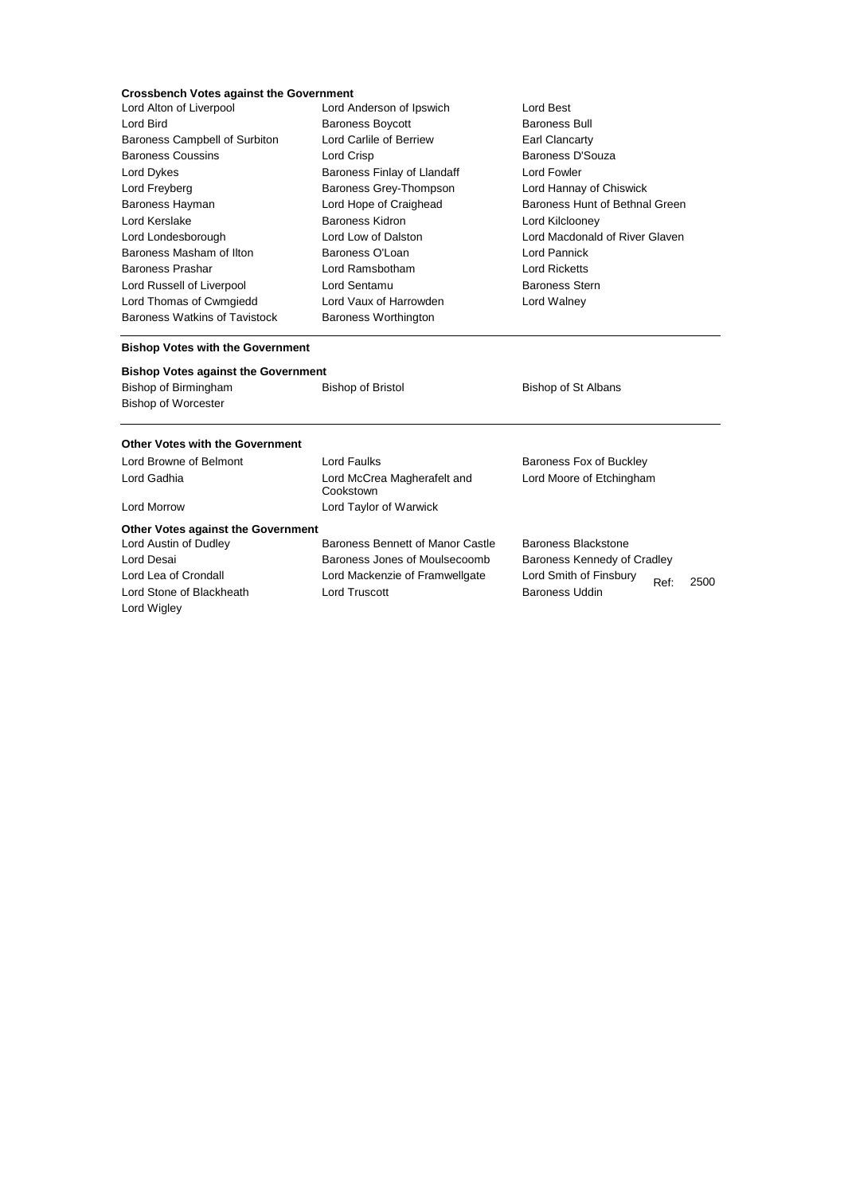**Crossbench Votes against the Government**

Lord Alton of Liverpool, Lord Anderson of Ipswich, Lord Best, Lord Bird, Baroness Boycott, Baroness Bull, Baroness Campbell of Surbiton, Lord Carlile of Berriew, Earl Clancarty, Baroness Coussins, Lord Crisp, Baroness D'Souza, Lord Dykes, Baroness Finlay of Llandaff, Lord Fowler, Lord Freyberg, Baroness Grey-Thompson, Lord Hannay of Chiswick, Baroness Hayman, Lord Hope of Craighead, Baroness Hunt of Bethnal Green, Lord Kerslake, Baroness Kidron, Lord Kilclooney, Lord Londesborough, Lord Low of Dalston, Lord Macdonald of River Glaven, Baroness Masham of Ilton, Baroness O'Loan, Lord Pannick, Baroness Prashar, Lord Ramsbotham, Lord Ricketts, Lord Russell of Liverpool, Lord Sentamu, Baroness Stern, Lord Thomas of Cwmgiedd, Lord Vaux of Harrowden, Lord Walney, Baroness Watkins of Tavistock, Baroness Worthington

---

**Bishop Votes with the Government**

**Bishop Votes against the Government**

Bishop of Birmingham, Bishop of Bristol, Bishop of St Albans, Bishop of Worcester

---

**Other Votes with the Government**

Lord Browne of Belmont, Lord Faulks, Baroness Fox of Buckley, Lord Gadhia, Lord McCrea Magherafelt and Cookstown, Lord Moore of Etchingham, Lord Morrow, Lord Taylor of Warwick

**Other Votes against the Government**

Lord Austin of Dudley, Baroness Bennett of Manor Castle, Baroness Blackstone, Lord Desai, Baroness Jones of Moulsecoomb, Baroness Kennedy of Cradley, Lord Lea of Crondall, Lord Mackenzie of Framwellgate, Lord Smith of Finsbury, Lord Stone of Blackheath, Lord Truscott, Baroness Uddin, Lord Wigley

Ref: 2500